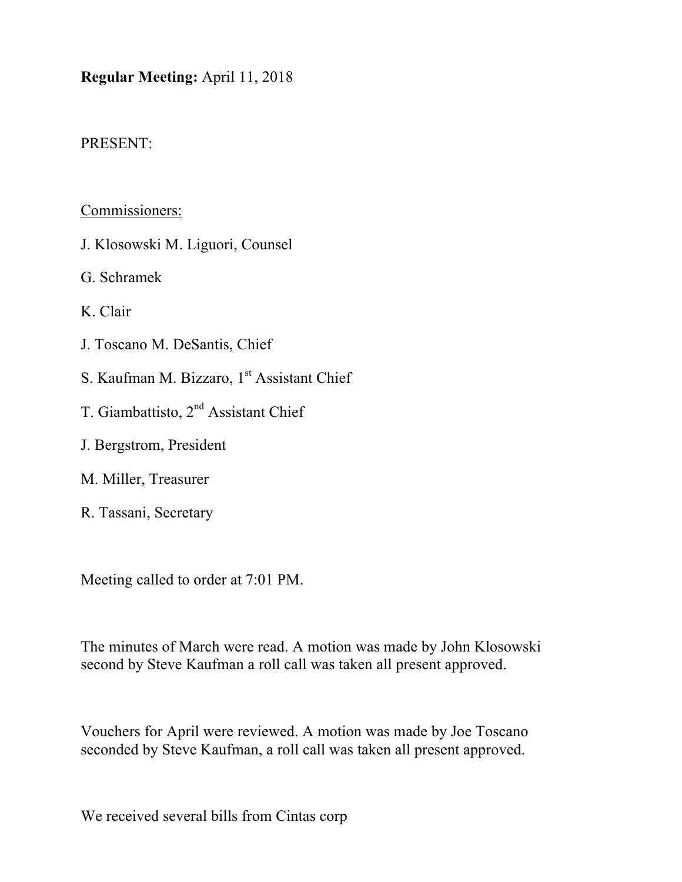**Regular Meeting:** April 11, 2018

PRESENT:

Commissioners:

J. Klosowski M. Liguori, Counsel

G. Schramek

K. Clair

J. Toscano M. DeSantis, Chief

S. Kaufman M. Bizzaro, 1st Assistant Chief

T. Giambattisto, 2nd Assistant Chief

J. Bergstrom, President

M. Miller, Treasurer

R. Tassani, Secretary

Meeting called to order at 7:01 PM.

The minutes of March were read. A motion was made by John Klosowski second by Steve Kaufman a roll call was taken all present approved.

Vouchers for April were reviewed. A motion was made by Joe Toscano seconded by Steve Kaufman, a roll call was taken all present approved.

We received several bills from Cintas corp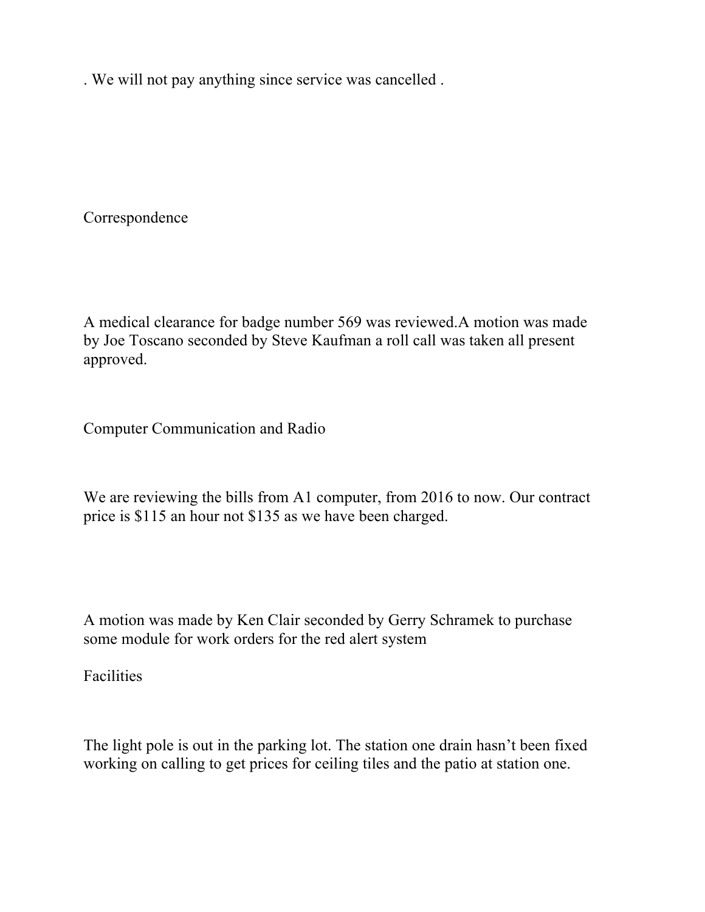. We will not pay anything since service was cancelled .

## Correspondence

A medical clearance for badge number 569 was reviewed.A motion was made by Joe Toscano seconded by Steve Kaufman a roll call was taken all present approved.

## Computer Communication and Radio

We are reviewing the bills from A1 computer, from 2016 to now. Our contract price is $115 an hour not $135 as we have been charged.

A motion was made by Ken Clair seconded by Gerry Schramek to purchase some module for work orders for the red alert system

## Facilities

The light pole is out in the parking lot. The station one drain hasn't been fixed working on calling to get prices for ceiling tiles and the patio at station one.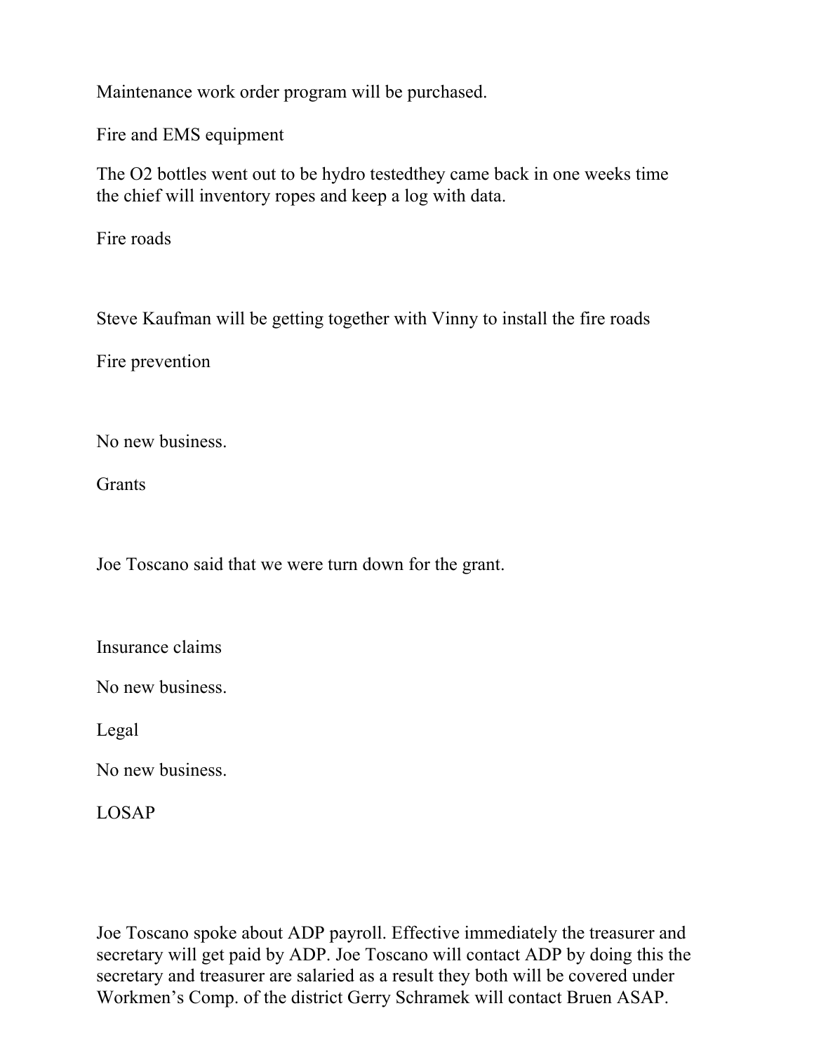Maintenance work order program will be purchased.

Fire and EMS equipment

The O2 bottles went out to be hydro testedthey came back in one weeks time the chief will inventory ropes and keep a log with data.

Fire roads

Steve Kaufman will be getting together with Vinny to install the fire roads

Fire prevention

No new business.

Grants

Joe Toscano said that we were turn down for the grant.

Insurance claims

No new business.

Legal

No new business.

LOSAP

Joe Toscano spoke about ADP payroll. Effective immediately the treasurer and secretary will get paid by ADP. Joe Toscano will contact ADP by doing this the secretary and treasurer are salaried as a result they both will be covered under Workmen's Comp. of the district Gerry Schramek will contact Bruen ASAP.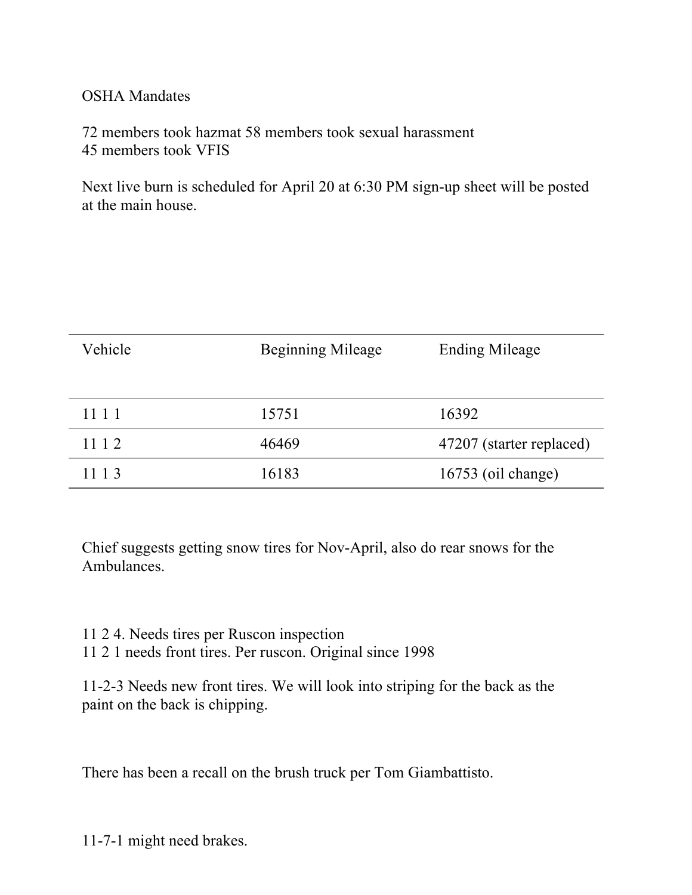OSHA Mandates

72 members took hazmat 58 members took sexual harassment
45 members took VFIS

Next live burn is scheduled for April 20 at 6:30 PM sign-up sheet will be posted at the main house.

| Vehicle | Beginning Mileage | Ending Mileage |
| --- | --- | --- |
| 11 1 1 | 15751 | 16392 |
| 11 1 2 | 46469 | 47207 (starter replaced) |
| 11 1 3 | 16183 | 16753 (oil change) |

Chief suggests getting snow tires for Nov-April, also do rear snows for the Ambulances.

11 2 4. Needs tires per Ruscon inspection
11 2 1 needs front tires. Per ruscon. Original since 1998

11-2-3 Needs new front tires. We will look into striping for the back as the paint on the back is chipping.

There has been a recall on the brush truck per Tom Giambattisto.

11-7-1 might need brakes.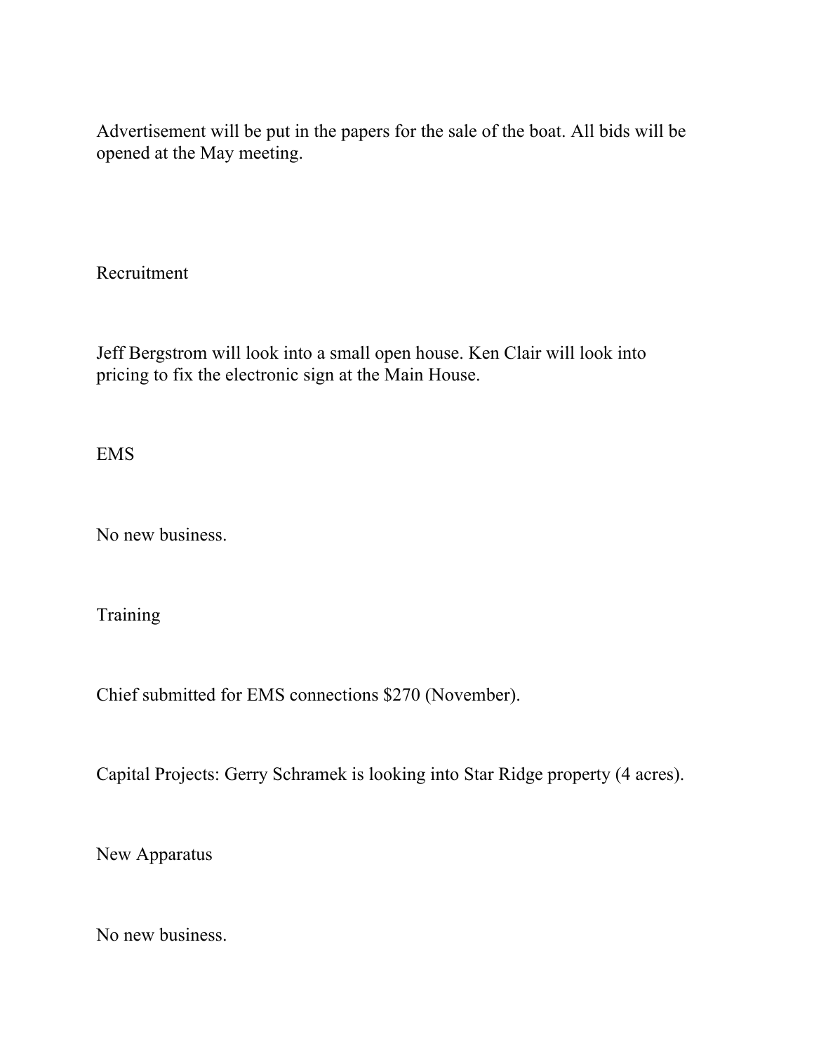Advertisement will be put in the papers for the sale of the boat. All bids will be opened at the May meeting.

## Recruitment

Jeff Bergstrom will look into a small open house. Ken Clair will look into pricing to fix the electronic sign at the Main House.

## EMS

No new business.

## Training

Chief submitted for EMS connections $270 (November).

Capital Projects: Gerry Schramek is looking into Star Ridge property (4 acres).

## New Apparatus

No new business.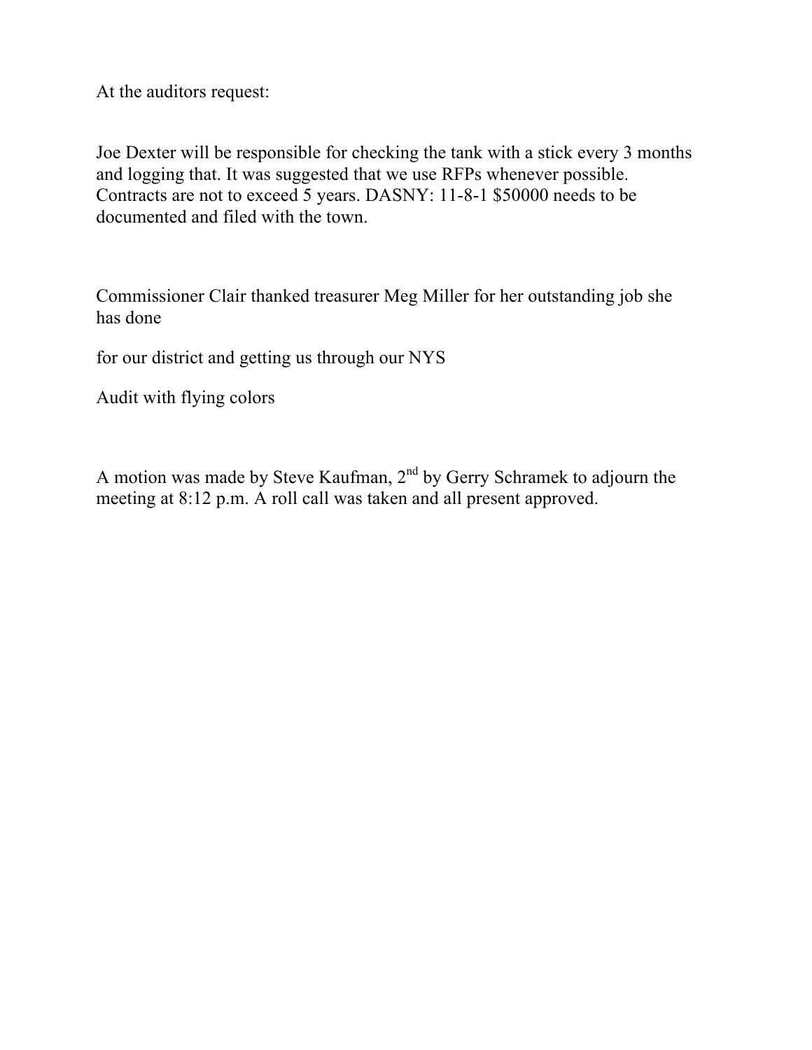At the auditors request:

Joe Dexter will be responsible for checking the tank with a stick every 3 months and logging that. It was suggested that we use RFPs whenever possible. Contracts are not to exceed 5 years. DASNY: 11-8-1 $50000 needs to be documented and filed with the town.

Commissioner Clair thanked treasurer Meg Miller for her outstanding job she has done

for our district and getting us through our NYS

Audit with flying colors

A motion was made by Steve Kaufman, 2nd by Gerry Schramek to adjourn the meeting at 8:12 p.m. A roll call was taken and all present approved.